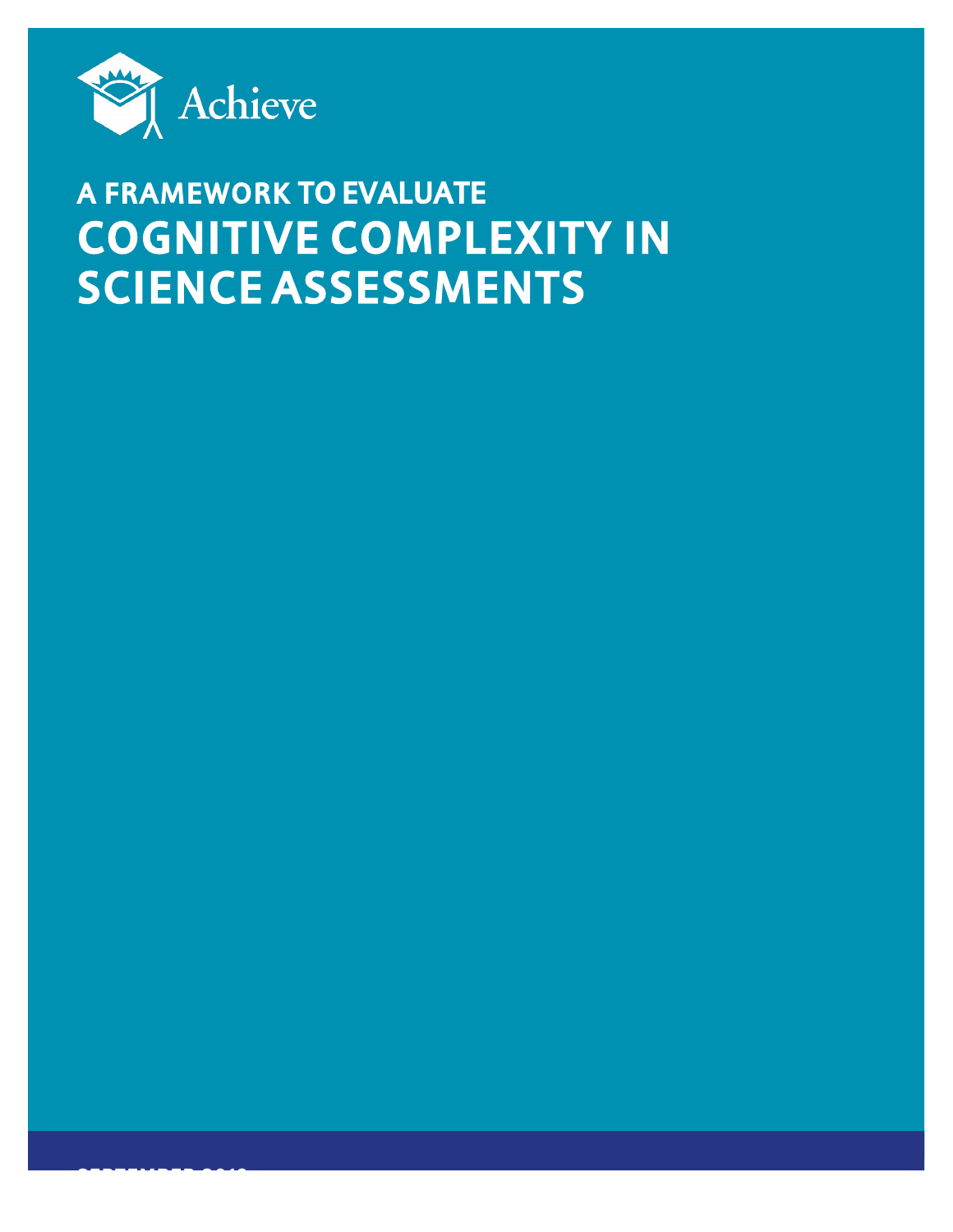Achieve

# A FRAMEWORK TO EVALUATE COGNITIVE COMPLEXITY IN SCIENCE ASSESSMENTS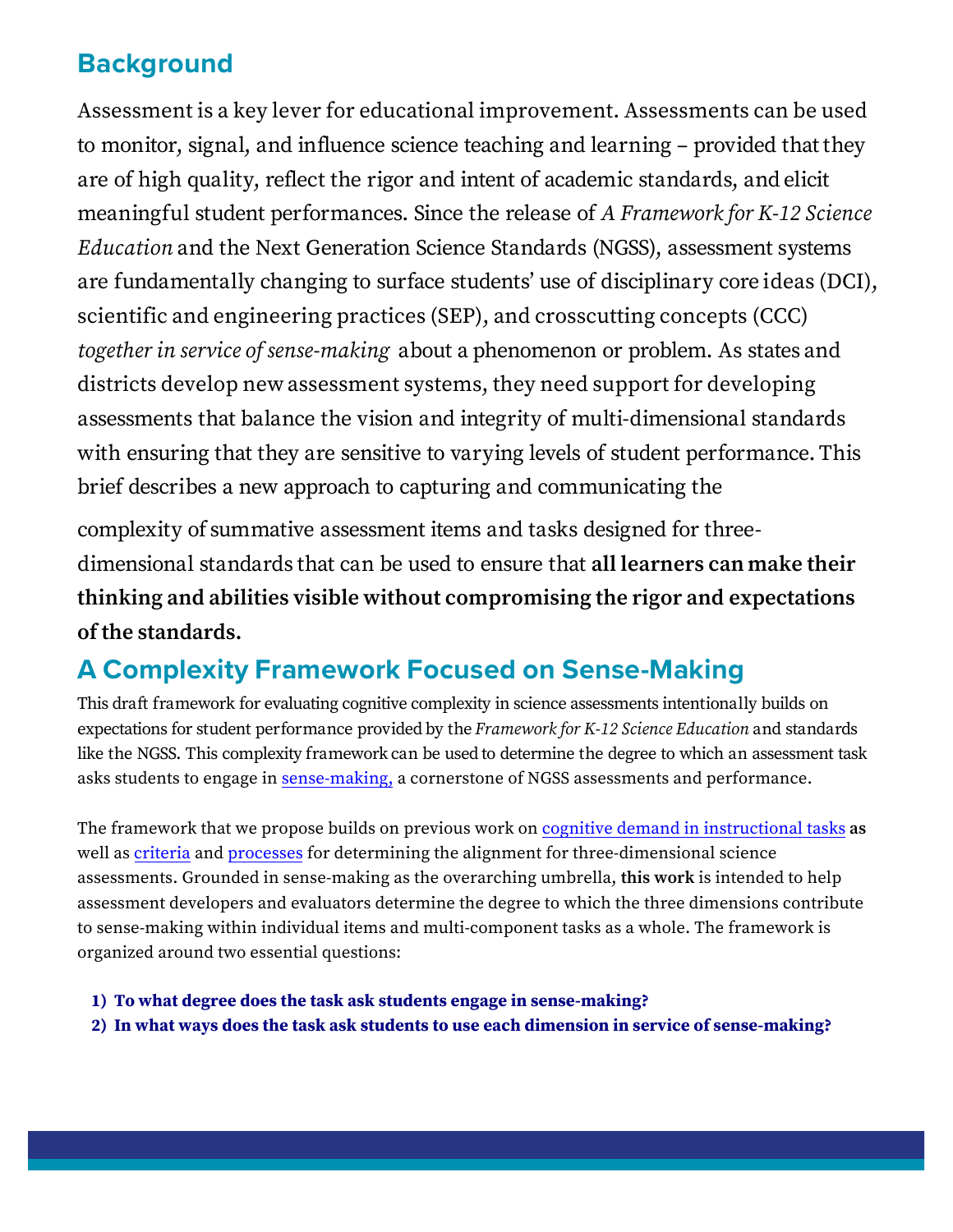## Background

Assessment is a key lever for educational improvement. Assessments can be used to monitor, signal, and influence science teaching and learning – provided that they are of high quality, reflect the rigor and intent of academic standards, and elicit meaningful student performances. Since the release of *A Framework for K-12 Science Education* and the Next Generation Science Standards (NGSS), assessment systems are fundamentally changing to surface students' use of disciplinary core ideas (DCI), scientific and engineering practices (SEP), and crosscutting concepts (CCC) *together in service of sense-making* about a phenomenon or problem. As states and districts develop new assessment systems, they need support for developing assessments that balance the vision and integrity of multi-dimensional standards with ensuring that they are sensitive to varying levels of student performance. This brief describes a new approach to capturing and communicating the complexity of summative assessment items and tasks designed for three-dimensional standards that can be used to ensure that **all learners can make their thinking and abilities visible without compromising the rigor and expectations of the standards.**

## A Complexity Framework Focused on Sense-Making

This draft framework for evaluating cognitive complexity in science assessments intentionally builds on expectations for student performance provided by the *Framework for K-12 Science Education* and standards like the NGSS. This complexity framework can be used to determine the degree to which an assessment task asks students to engage in sense-making, a cornerstone of NGSS assessments and performance.

The framework that we propose builds on previous work on cognitive demand in instructional tasks **as** well as criteria and processes for determining the alignment for three-dimensional science assessments. Grounded in sense-making as the overarching umbrella, **this work** is intended to help assessment developers and evaluators determine the degree to which the three dimensions contribute to sense-making within individual items and multi-component tasks as a whole. The framework is organized around two essential questions:

1) **To what degree does the task ask students engage in sense-making?**
2) **In what ways does the task ask students to use each dimension in service of sense-making?**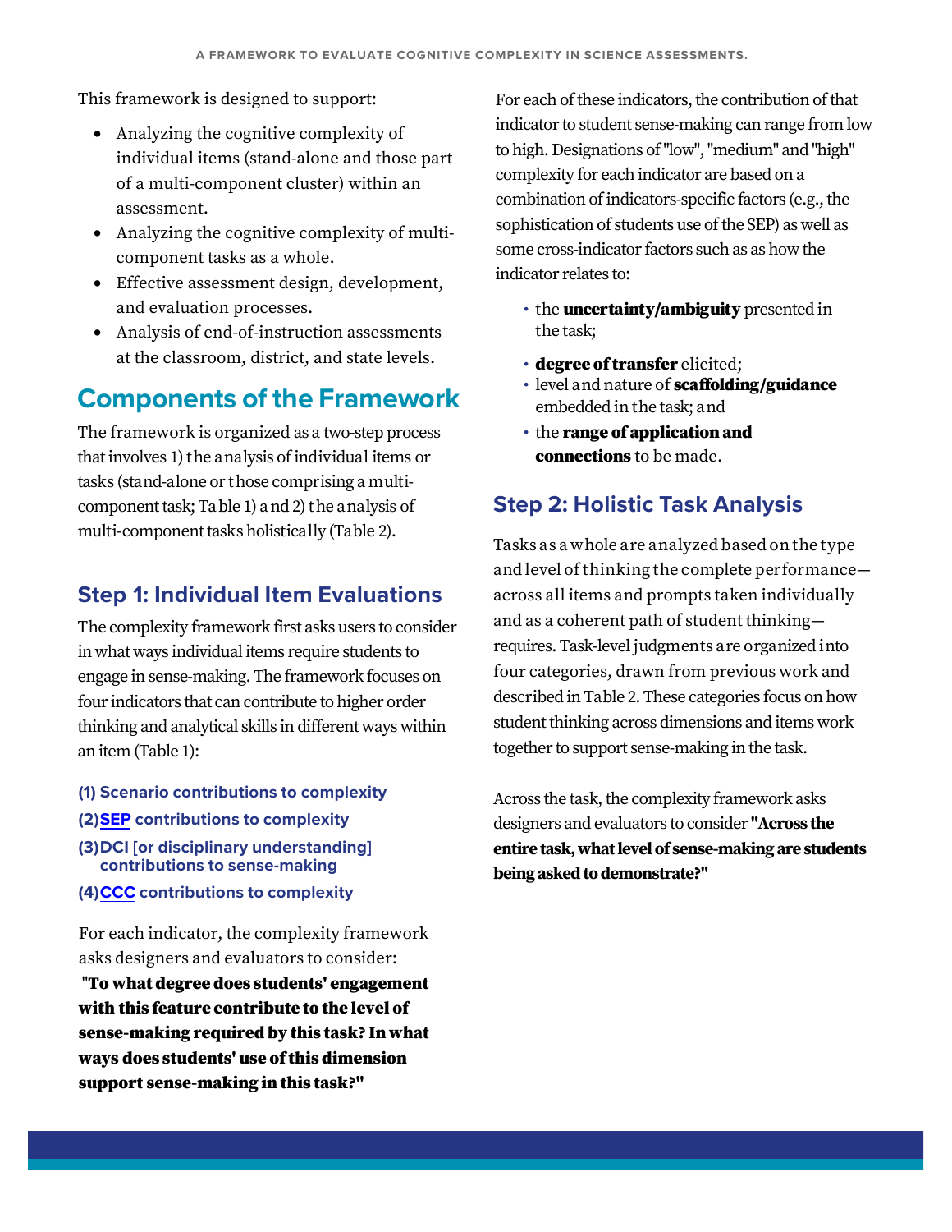This framework is designed to support:

- Analyzing the cognitive complexity of individual items (stand-alone and those part of a multi-component cluster) within an assessment.
- Analyzing the cognitive complexity of multi-component tasks as a whole.
- Effective assessment design, development, and evaluation processes.
- Analysis of end-of-instruction assessments at the classroom, district, and state levels.

## Components of the Framework

The framework is organized as a two-step process that involves 1) the analysis of individual items or tasks (stand-alone or those comprising a multi-component task; Table 1) and 2) the analysis of multi-component tasks holistically (Table 2).

### Step 1: Individual Item Evaluations

The complexity framework first asks users to consider in what ways individual items require students to engage in sense-making. The framework focuses on four indicators that can contribute to higher order thinking and analytical skills in different ways within an item (Table 1):

**(1) Scenario contributions to complexity**

**(2) SEP contributions to complexity**

**(3) DCI [or disciplinary understanding] contributions to sense-making**

**(4) CCC contributions to complexity**

For each indicator, the complexity framework asks designers and evaluators to consider:
**"To what degree does students' engagement with this feature contribute to the level of sense-making required by this task? In what ways does students' use of this dimension support sense-making in this task?"**

For each of these indicators, the contribution of that indicator to student sense-making can range from low to high. Designations of "low", "medium" and "high" complexity for each indicator are based on a combination of indicators-specific factors (e.g., the sophistication of students use of the SEP) as well as some cross-indicator factors such as as how the indicator relates to:

- the **uncertainty/ambiguity** presented in the task;
- **degree of transfer** elicited;
- level and nature of **scaffolding/guidance** embedded in the task; and
- the **range of application and connections** to be made.

### Step 2: Holistic Task Analysis

Tasks as a whole are analyzed based on the type and level of thinking the complete performance—across all items and prompts taken individually and as a coherent path of student thinking—requires. Task-level judgments are organized into four categories, drawn from previous work and described in Table 2. These categories focus on how student thinking across dimensions and items work together to support sense-making in the task.

Across the task, the complexity framework asks designers and evaluators to consider **"Across the entire task, what level of sense-making are students being asked to demonstrate?"**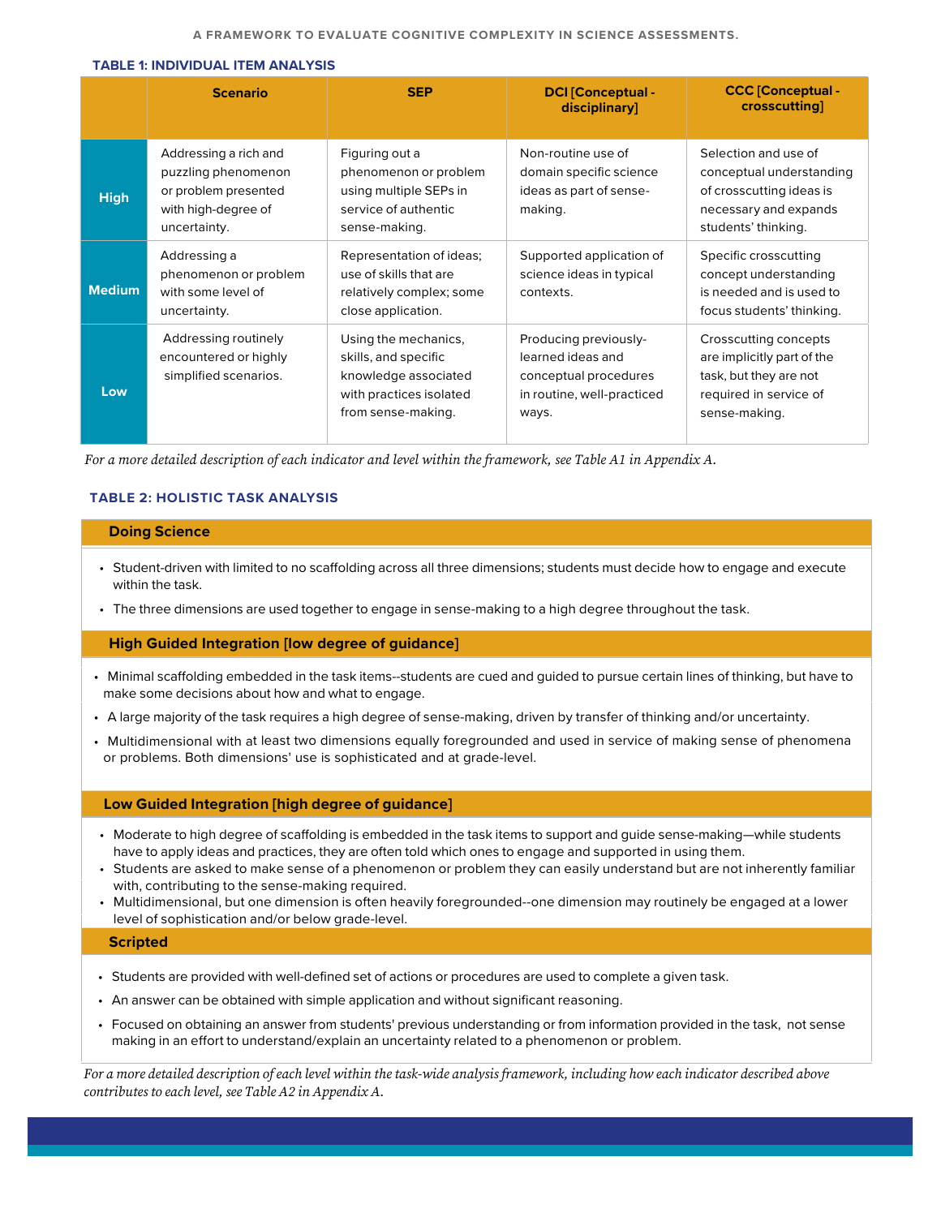### TABLE 1: INDIVIDUAL ITEM ANALYSIS

| | Scenario | SEP | DCI [Conceptual - disciplinary] | CCC [Conceptual - crosscutting] |
|---|---|---|---|---|
| **High** | Addressing a rich and puzzling phenomenon or problem presented with high-degree of uncertainty. | Figuring out a phenomenon or problem using multiple SEPs in service of authentic sense-making. | Non-routine use of domain specific science ideas as part of sense-making. | Selection and use of conceptual understanding of crosscutting ideas is necessary and expands students' thinking. |
| **Medium** | Addressing a phenomenon or problem with some level of uncertainty. | Representation of ideas; use of skills that are relatively complex; some close application. | Supported application of science ideas in typical contexts. | Specific crosscutting concept understanding is needed and is used to focus students' thinking. |
| **Low** | Addressing routinely encountered or highly simplified scenarios. | Using the mechanics, skills, and specific knowledge associated with practices isolated from sense-making. | Producing previously-learned ideas and conceptual procedures in routine, well-practiced ways. | Crosscutting concepts are implicitly part of the task, but they are not required in service of sense-making. |

*For a more detailed description of each indicator and level within the framework, see Table A1 in Appendix A.*

### TABLE 2: HOLISTIC TASK ANALYSIS

**Doing Science**

- Student-driven with limited to no scaffolding across all three dimensions; students must decide how to engage and execute within the task.
- The three dimensions are used together to engage in sense-making to a high degree throughout the task.

**High Guided Integration [low degree of guidance]**

- Minimal scaffolding embedded in the task items--students are cued and guided to pursue certain lines of thinking, but have to make some decisions about how and what to engage.
- A large majority of the task requires a high degree of sense-making, driven by transfer of thinking and/or uncertainty.
- Multidimensional with at least two dimensions equally foregrounded and used in service of making sense of phenomena or problems. Both dimensions' use is sophisticated and at grade-level.

**Low Guided Integration [high degree of guidance]**

- Moderate to high degree of scaffolding is embedded in the task items to support and guide sense-making—while students have to apply ideas and practices, they are often told which ones to engage and supported in using them.
- Students are asked to make sense of a phenomenon or problem they can easily understand but are not inherently familiar with, contributing to the sense-making required.
- Multidimensional, but one dimension is often heavily foregrounded--one dimension may routinely be engaged at a lower level of sophistication and/or below grade-level.

**Scripted**

- Students are provided with well-defined set of actions or procedures are used to complete a given task.
- An answer can be obtained with simple application and without significant reasoning.
- Focused on obtaining an answer from students' previous understanding or from information provided in the task, not sense making in an effort to understand/explain an uncertainty related to a phenomenon or problem.

*For a more detailed description of each level within the task-wide analysis framework, including how each indicator described above contributes to each level, see Table A2 in Appendix A.*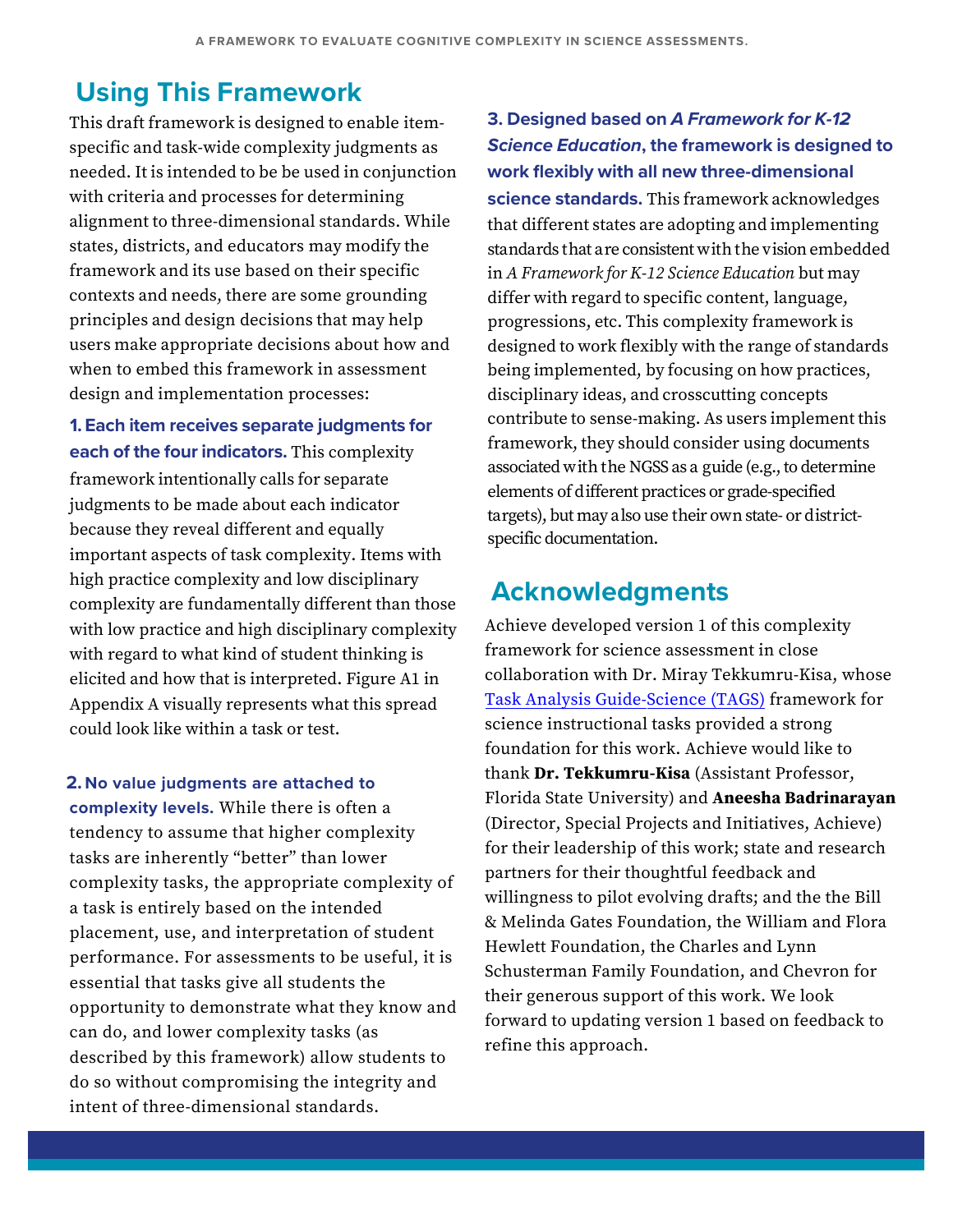## Using This Framework

This draft framework is designed to enable item-specific and task-wide complexity judgments as needed. It is intended to be be used in conjunction with criteria and processes for determining alignment to three-dimensional standards. While states, districts, and educators may modify the framework and its use based on their specific contexts and needs, there are some grounding principles and design decisions that may help users make appropriate decisions about how and when to embed this framework in assessment design and implementation processes:

**1. Each item receives separate judgments for each of the four indicators.** This complexity framework intentionally calls for separate judgments to be made about each indicator because they reveal different and equally important aspects of task complexity. Items with high practice complexity and low disciplinary complexity are fundamentally different than those with low practice and high disciplinary complexity with regard to what kind of student thinking is elicited and how that is interpreted. Figure A1 in Appendix A visually represents what this spread could look like within a task or test.

**2. No value judgments are attached to complexity levels.** While there is often a tendency to assume that higher complexity tasks are inherently "better" than lower complexity tasks, the appropriate complexity of a task is entirely based on the intended placement, use, and interpretation of student performance. For assessments to be useful, it is essential that tasks give all students the opportunity to demonstrate what they know and can do, and lower complexity tasks (as described by this framework) allow students to do so without compromising the integrity and intent of three-dimensional standards.

**3. Designed based on *A Framework for K-12 Science Education*, the framework is designed to work flexibly with all new three-dimensional science standards.** This framework acknowledges that different states are adopting and implementing standards that are consistent with the vision embedded in *A Framework for K-12 Science Education* but may differ with regard to specific content, language, progressions, etc. This complexity framework is designed to work flexibly with the range of standards being implemented, by focusing on how practices, disciplinary ideas, and crosscutting concepts contribute to sense-making. As users implement this framework, they should consider using documents associated with the NGSS as a guide (e.g., to determine elements of different practices or grade-specified targets), but may also use their own state- or district-specific documentation.

## Acknowledgments

Achieve developed version 1 of this complexity framework for science assessment in close collaboration with Dr. Miray Tekkumru-Kisa, whose Task Analysis Guide-Science (TAGS) framework for science instructional tasks provided a strong foundation for this work. Achieve would like to thank **Dr. Tekkumru-Kisa** (Assistant Professor, Florida State University) and **Aneesha Badrinarayan** (Director, Special Projects and Initiatives, Achieve) for their leadership of this work; state and research partners for their thoughtful feedback and willingness to pilot evolving drafts; and the the Bill & Melinda Gates Foundation, the William and Flora Hewlett Foundation, the Charles and Lynn Schusterman Family Foundation, and Chevron for their generous support of this work. We look forward to updating version 1 based on feedback to refine this approach.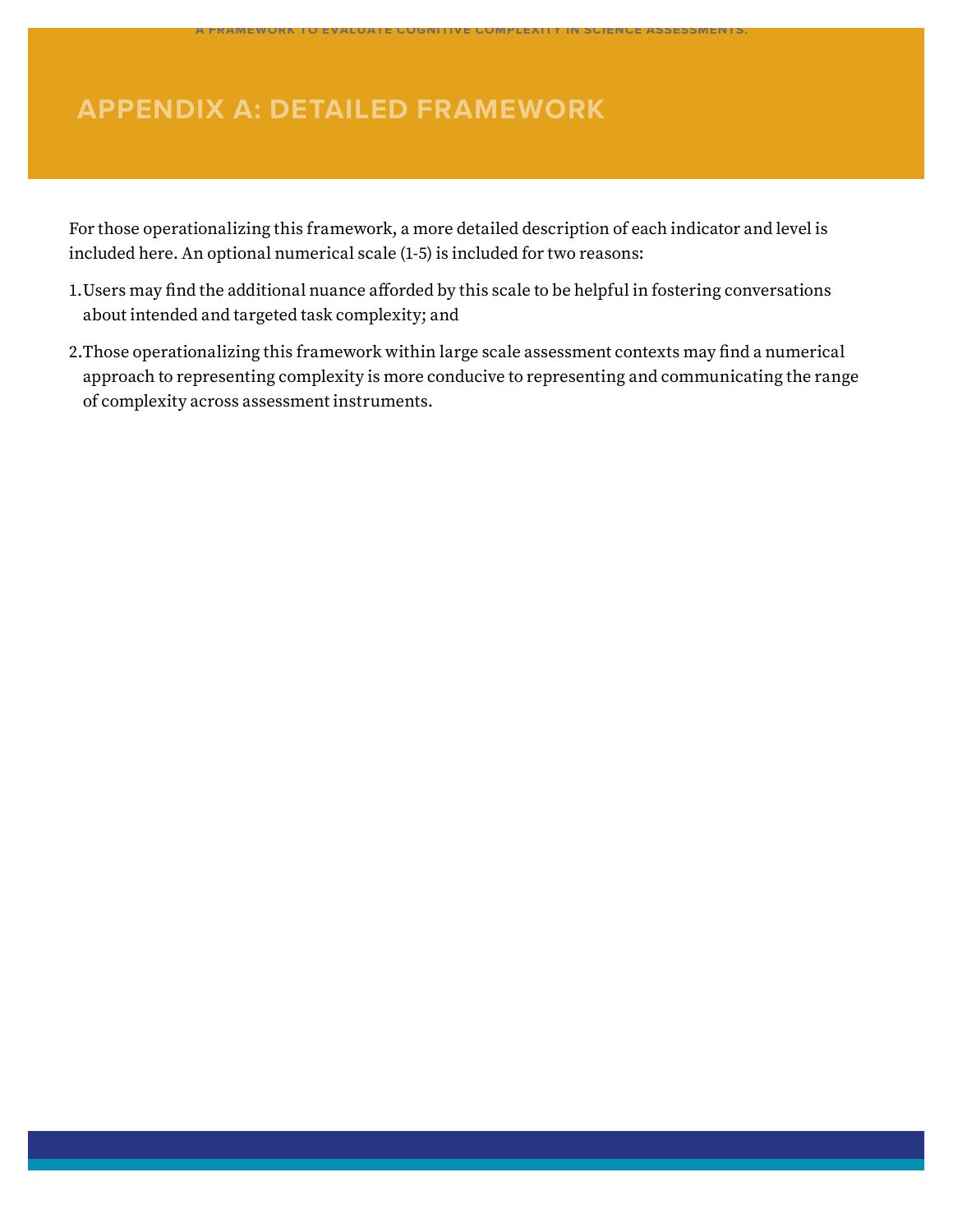# APPENDIX A: DETAILED FRAMEWORK

For those operationalizing this framework, a more detailed description of each indicator and level is included here. An optional numerical scale (1-5) is included for two reasons:

1. Users may find the additional nuance afforded by this scale to be helpful in fostering conversations about intended and targeted task complexity; and
2. Those operationalizing this framework within large scale assessment contexts may find a numerical approach to representing complexity is more conducive to representing and communicating the range of complexity across assessment instruments.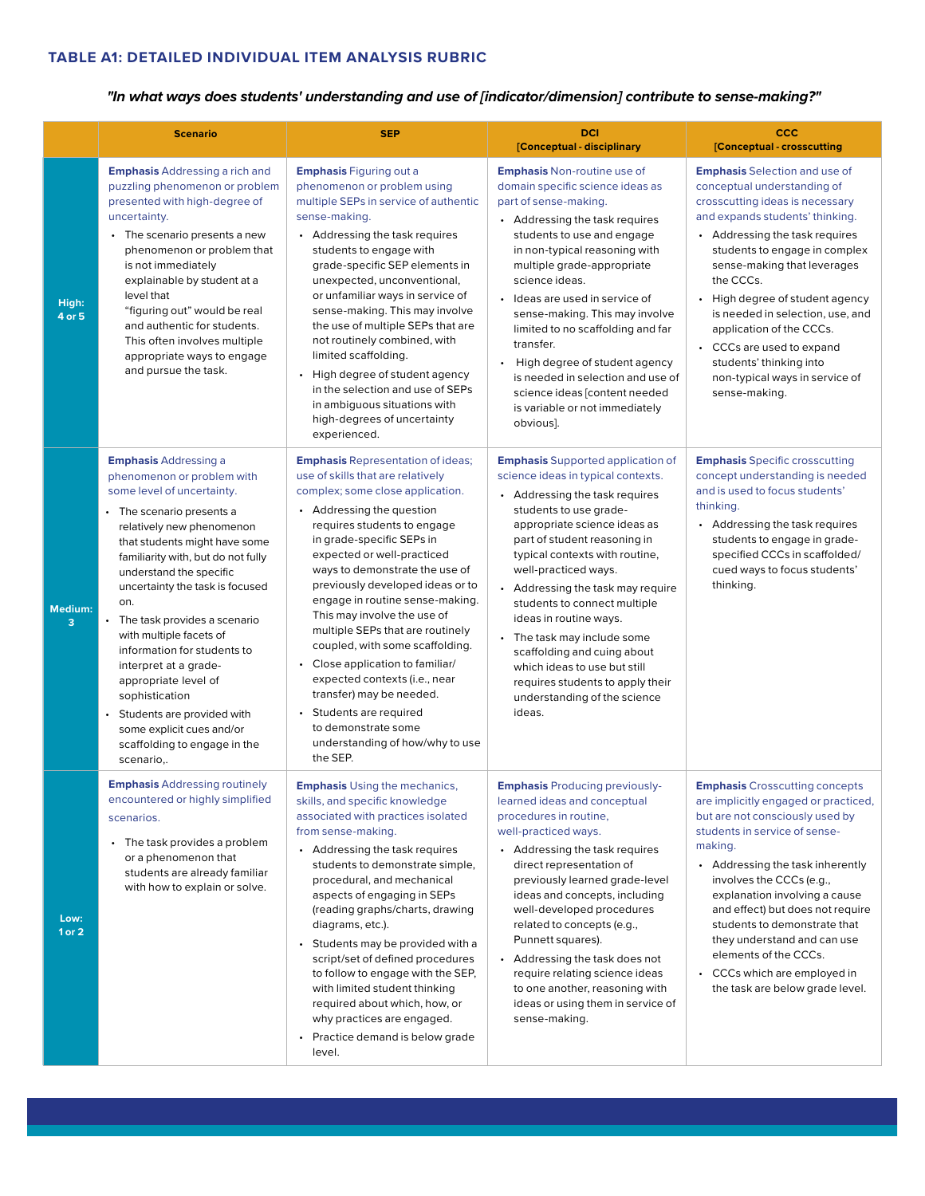## TABLE A1: DETAILED INDIVIDUAL ITEM ANALYSIS RUBRIC

***"In what ways does students' understanding and use of [indicator/dimension] contribute to sense-making?"***

| | Scenario | SEP | DCI [Conceptual - disciplinary | CCC [Conceptual - crosscutting |
|---|---|---|---|---|
| **High: 4 or 5** | **Emphasis** Addressing a rich and puzzling phenomenon or problem presented with high-degree of uncertainty. <br>• The scenario presents a new phenomenon or problem that is not immediately explainable by student at a level that "figuring out" would be real and authentic for students. This often involves multiple appropriate ways to engage and pursue the task. | **Emphasis** Figuring out a phenomenon or problem using multiple SEPs in service of authentic sense-making. <br>• Addressing the task requires students to engage with grade-specific SEP elements in unexpected, unconventional, or unfamiliar ways in service of sense-making. This may involve the use of multiple SEPs that are not routinely combined, with limited scaffolding. <br>• High degree of student agency in the selection and use of SEPs in ambiguous situations with high-degrees of uncertainty experienced. | **Emphasis** Non-routine use of domain specific science ideas as part of sense-making. <br>• Addressing the task requires students to use and engage in non-typical reasoning with multiple grade-appropriate science ideas. <br>• Ideas are used in service of sense-making. This may involve limited to no scaffolding and far transfer. <br>• High degree of student agency is needed in selection and use of science ideas [content needed is variable or not immediately obvious]. | **Emphasis** Selection and use of conceptual understanding of crosscutting ideas is necessary and expands students' thinking. <br>• Addressing the task requires students to engage in complex sense-making that leverages the CCCs. <br>• High degree of student agency is needed in selection, use, and application of the CCCs. <br>• CCCs are used to expand students' thinking into non-typical ways in service of sense-making. |
| **Medium: 3** | **Emphasis** Addressing a phenomenon or problem with some level of uncertainty. <br>• The scenario presents a relatively new phenomenon that students might have some familiarity with, but do not fully understand the specific uncertainty the task is focused on. <br>• The task provides a scenario with multiple facets of information for students to interpret at a grade-appropriate level of sophistication <br>• Students are provided with some explicit cues and/or scaffolding to engage in the scenario,. | **Emphasis** Representation of ideas; use of skills that are relatively complex; some close application. <br>• Addressing the question requires students to engage in grade-specific SEPs in expected or well-practiced ways to demonstrate the use of previously developed ideas or to engage in routine sense-making. This may involve the use of multiple SEPs that are routinely coupled, with some scaffolding. <br>• Close application to familiar/ expected contexts (i.e., near transfer) may be needed. <br>• Students are required to demonstrate some understanding of how/why to use the SEP. | **Emphasis** Supported application of science ideas in typical contexts. <br>• Addressing the task requires students to use grade-appropriate science ideas as part of student reasoning in typical contexts with routine, well-practiced ways. <br>• Addressing the task may require students to connect multiple ideas in routine ways. <br>• The task may include some scaffolding and cuing about which ideas to use but still requires students to apply their understanding of the science ideas. | **Emphasis** Specific crosscutting concept understanding is needed and is used to focus students' thinking. <br>• Addressing the task requires students to engage in grade-specified CCCs in scaffolded/ cued ways to focus students' thinking. |
| **Low: 1 or 2** | **Emphasis** Addressing routinely encountered or highly simplified scenarios. <br>• The task provides a problem or a phenomenon that students are already familiar with how to explain or solve. | **Emphasis** Using the mechanics, skills, and specific knowledge associated with practices isolated from sense-making. <br>• Addressing the task requires students to demonstrate simple, procedural, and mechanical aspects of engaging in SEPs (reading graphs/charts, drawing diagrams, etc.). <br>• Students may be provided with a script/set of defined procedures to follow to engage with the SEP, with limited student thinking required about which, how, or why practices are engaged. <br>• Practice demand is below grade level. | **Emphasis** Producing previously-learned ideas and conceptual procedures in routine, well-practiced ways. <br>• Addressing the task requires direct representation of previously learned grade-level ideas and concepts, including well-developed procedures related to concepts (e.g., Punnett squares). <br>• Addressing the task does not require relating science ideas to one another, reasoning with ideas or using them in service of sense-making. | **Emphasis** Crosscutting concepts are implicitly engaged or practiced, but are not consciously used by students in service of sense-making. <br>• Addressing the task inherently involves the CCCs (e.g., explanation involving a cause and effect) but does not require students to demonstrate that they understand and can use elements of the CCCs. <br>• CCCs which are employed in the task are below grade level. |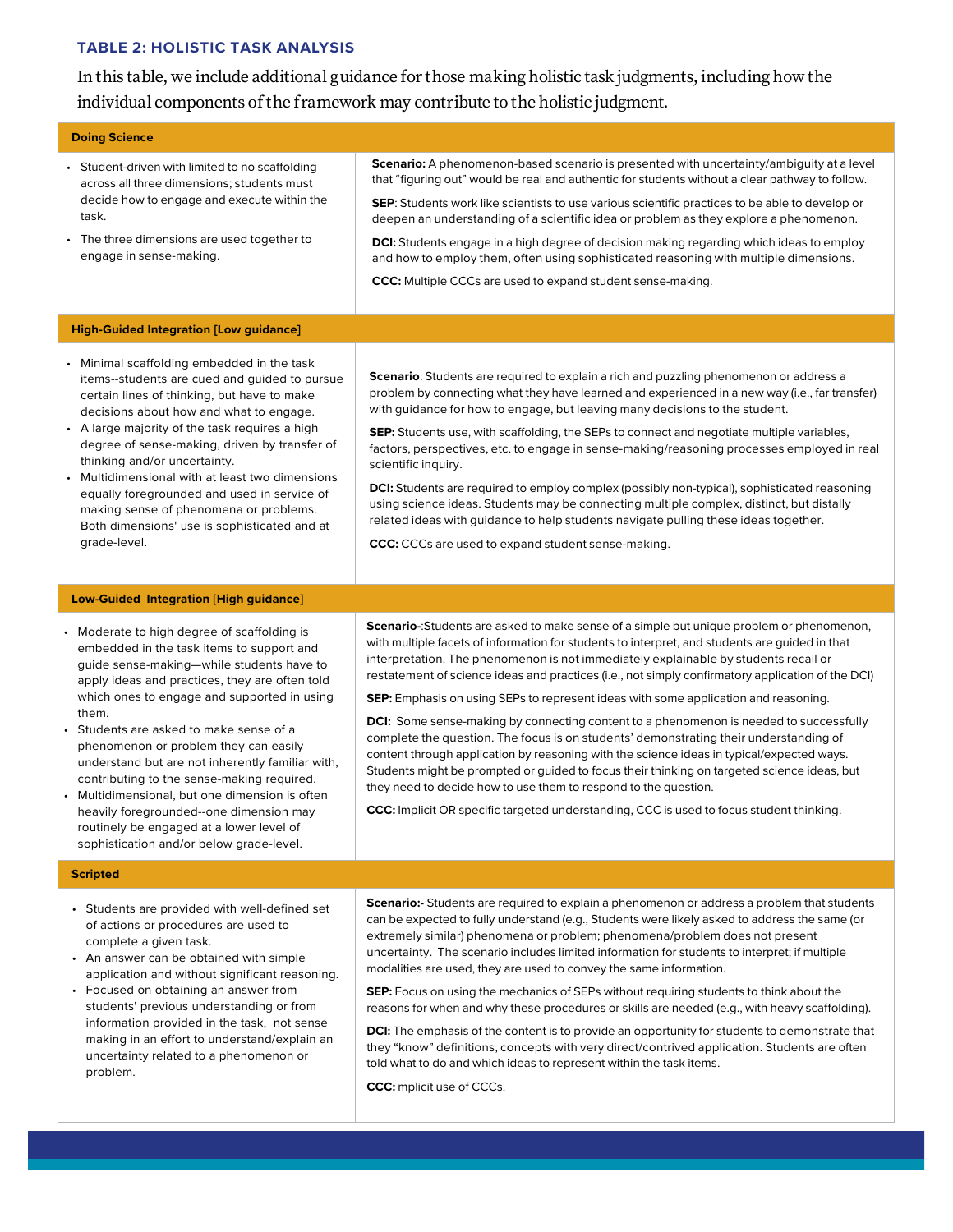### TABLE 2: HOLISTIC TASK ANALYSIS

In this table, we include additional guidance for those making holistic task judgments, including how the individual components of the framework may contribute to the holistic judgment.

| **Doing Science** | |
|---|---|
| • Student-driven with limited to no scaffolding across all three dimensions; students must decide how to engage and execute within the task.<br>• The three dimensions are used together to engage in sense-making. | **Scenario:** A phenomenon-based scenario is presented with uncertainty/ambiguity at a level that "figuring out" would be real and authentic for students without a clear pathway to follow.<br><br>**SEP**: Students work like scientists to use various scientific practices to be able to develop or deepen an understanding of a scientific idea or problem as they explore a phenomenon.<br><br>**DCI:** Students engage in a high degree of decision making regarding which ideas to employ and how to employ them, often using sophisticated reasoning with multiple dimensions.<br><br>**CCC:** Multiple CCCs are used to expand student sense-making. |
| **High-Guided Integration [Low guidance]** | |
| • Minimal scaffolding embedded in the task items--students are cued and guided to pursue certain lines of thinking, but have to make decisions about how and what to engage.<br>• A large majority of the task requires a high degree of sense-making, driven by transfer of thinking and/or uncertainty.<br>• Multidimensional with at least two dimensions equally foregrounded and used in service of making sense of phenomena or problems. Both dimensions' use is sophisticated and at grade-level. | **Scenario**: Students are required to explain a rich and puzzling phenomenon or address a problem by connecting what they have learned and experienced in a new way (i.e., far transfer) with guidance for how to engage, but leaving many decisions to the student.<br><br>**SEP:** Students use, with scaffolding, the SEPs to connect and negotiate multiple variables, factors, perspectives, etc. to engage in sense-making/reasoning processes employed in real scientific inquiry.<br><br>**DCI:** Students are required to employ complex (possibly non-typical), sophisticated reasoning using science ideas. Students may be connecting multiple complex, distinct, but distally related ideas with guidance to help students navigate pulling these ideas together.<br><br>**CCC:** CCCs are used to expand student sense-making. |
| **Low-Guided Integration [High guidance]** | |
| • Moderate to high degree of scaffolding is embedded in the task items to support and guide sense-making—while students have to apply ideas and practices, they are often told which ones to engage and supported in using them.<br>• Students are asked to make sense of a phenomenon or problem they can easily understand but are not inherently familiar with, contributing to the sense-making required.<br>• Multidimensional, but one dimension is often heavily foregrounded--one dimension may routinely be engaged at a lower level of sophistication and/or below grade-level. | **Scenario-**:Students are asked to make sense of a simple but unique problem or phenomenon, with multiple facets of information for students to interpret, and students are guided in that interpretation. The phenomenon is not immediately explainable by students recall or restatement of science ideas and practices (i.e., not simply confirmatory application of the DCI)<br><br>**SEP:** Emphasis on using SEPs to represent ideas with some application and reasoning.<br><br>**DCI:** Some sense-making by connecting content to a phenomenon is needed to successfully complete the question. The focus is on students' demonstrating their understanding of content through application by reasoning with the science ideas in typical/expected ways. Students might be prompted or guided to focus their thinking on targeted science ideas, but they need to decide how to use them to respond to the question.<br><br>**CCC:** Implicit OR specific targeted understanding, CCC is used to focus student thinking. |
| **Scripted** | |
| • Students are provided with well-defined set of actions or procedures are used to complete a given task.<br>• An answer can be obtained with simple application and without significant reasoning.<br>• Focused on obtaining an answer from students' previous understanding or from information provided in the task, not sense making in an effort to understand/explain an uncertainty related to a phenomenon or problem. | **Scenario:-** Students are required to explain a phenomenon or address a problem that students can be expected to fully understand (e.g., Students were likely asked to address the same (or extremely similar) phenomena or problem; phenomena/problem does not present uncertainty. The scenario includes limited information for students to interpret; if multiple modalities are used, they are used to convey the same information.<br><br>**SEP:** Focus on using the mechanics of SEPs without requiring students to think about the reasons for when and why these procedures or skills are needed (e.g., with heavy scaffolding).<br><br>**DCI:** The emphasis of the content is to provide an opportunity for students to demonstrate that they "know" definitions, concepts with very direct/contrived application. Students are often told what to do and which ideas to represent within the task items.<br><br>**CCC:** mplicit use of CCCs. |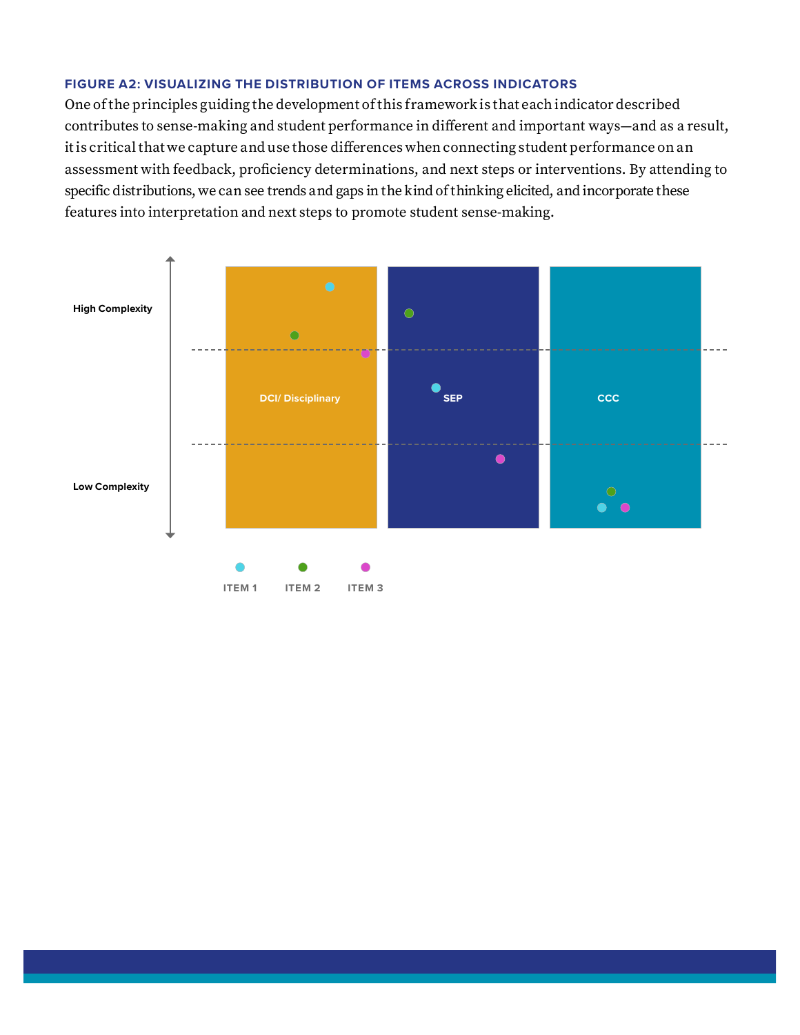#### FIGURE A2: VISUALIZING THE DISTRIBUTION OF ITEMS ACROSS INDICATORS

One of the principles guiding the development of this framework is that each indicator described contributes to sense-making and student performance in different and important ways—and as a result, it is critical that we capture and use those differences when connecting student performance on an assessment with feedback, proficiency determinations, and next steps or interventions. By attending to specific distributions, we can see trends and gaps in the kind of thinking elicited, and incorporate these features into interpretation and next steps to promote student sense-making.

High Complexity

Low Complexity

DCI/ Disciplinary

SEP

CCC

ITEM 1

ITEM 2

ITEM 3